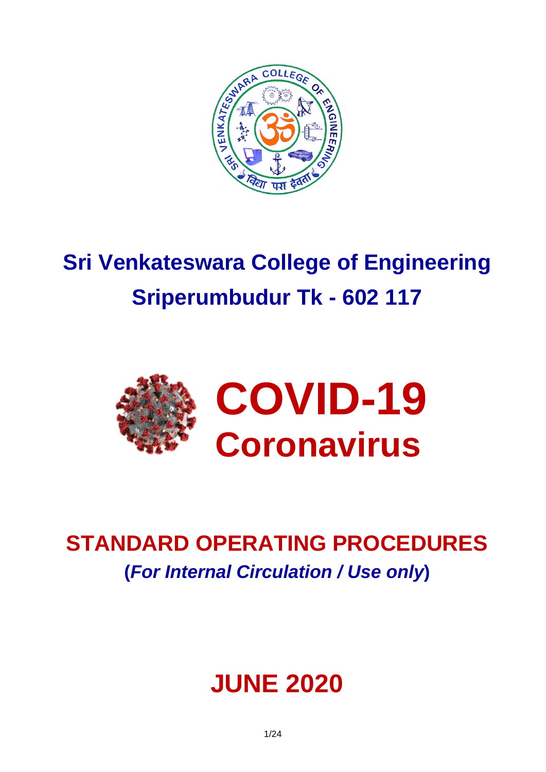# Sri Venkateswara College of Engineering

## Sriperumbudur Tk - 602 117

# COVID-19

## Coronavirus

# STANDARD OPERATING PROCEDURES

**(*For Internal Circulation / Use only*)**

# JUNE 2020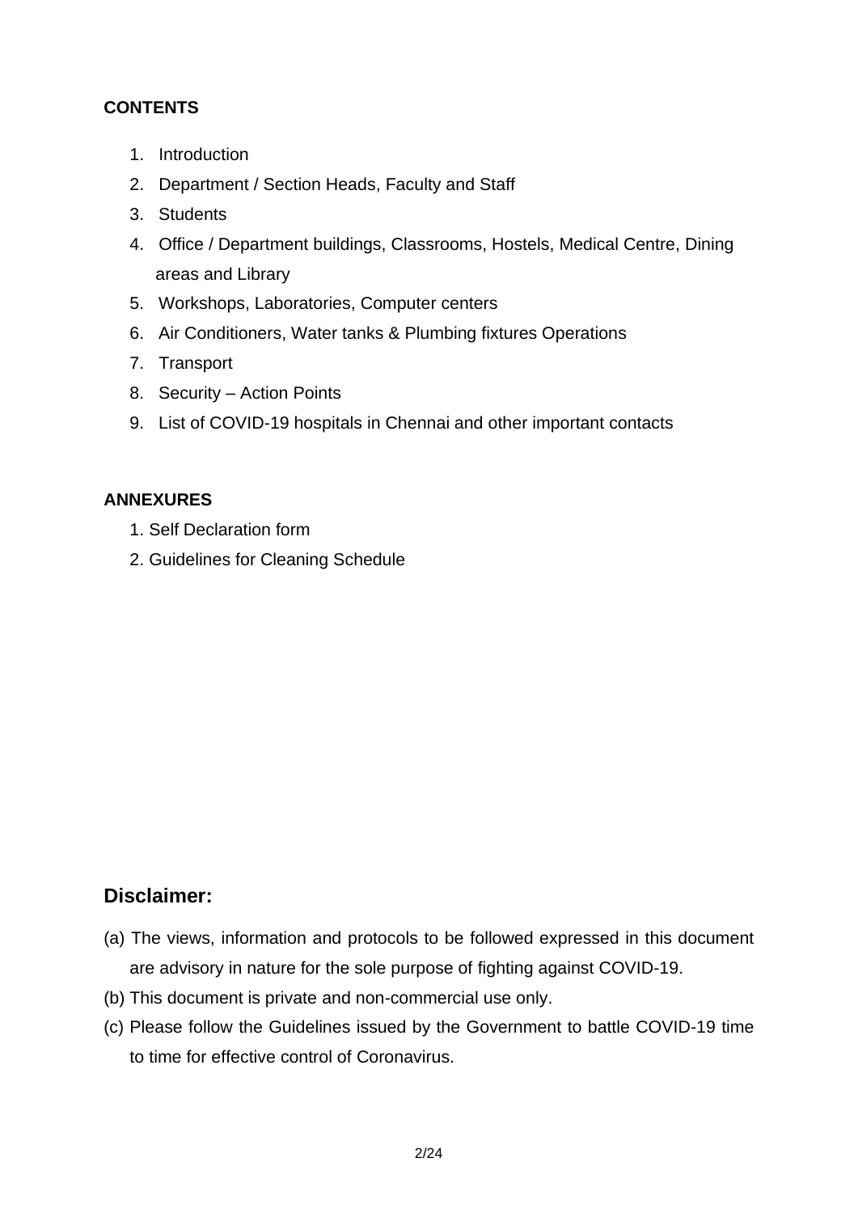**CONTENTS**

1. Introduction
2. Department / Section Heads, Faculty and Staff
3. Students
4. Office / Department buildings, Classrooms, Hostels, Medical Centre, Dining areas and Library
5. Workshops, Laboratories, Computer centers
6. Air Conditioners, Water tanks & Plumbing fixtures Operations
7. Transport
8. Security – Action Points
9. List of COVID-19 hospitals in Chennai and other important contacts

**ANNEXURES**

1. Self Declaration form
2. Guidelines for Cleaning Schedule

## Disclaimer:

(a) The views, information and protocols to be followed expressed in this document are advisory in nature for the sole purpose of fighting against COVID-19.

(b) This document is private and non-commercial use only.

(c) Please follow the Guidelines issued by the Government to battle COVID-19 time to time for effective control of Coronavirus.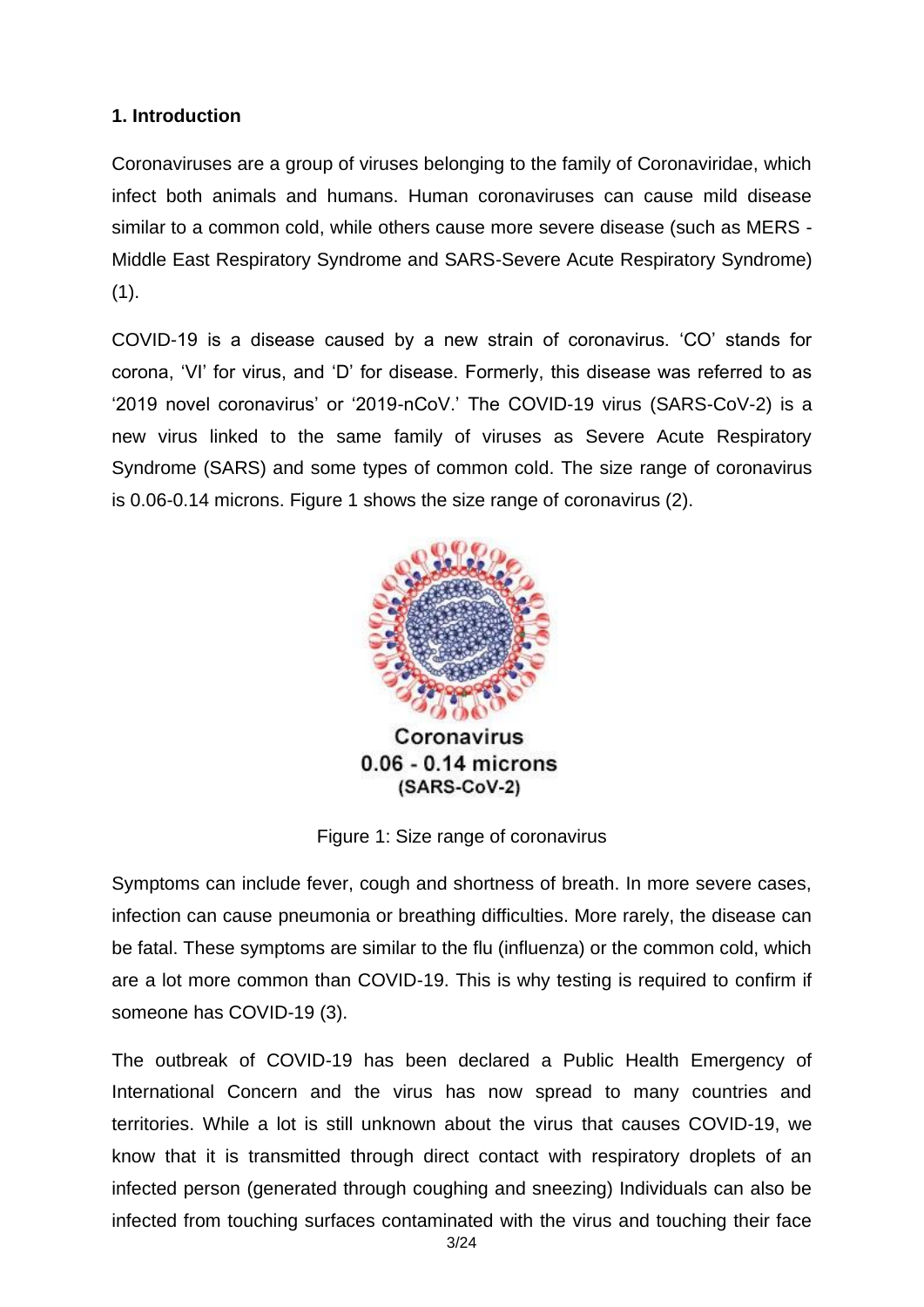## 1. Introduction

Coronaviruses are a group of viruses belonging to the family of Coronaviridae, which infect both animals and humans. Human coronaviruses can cause mild disease similar to a common cold, while others cause more severe disease (such as MERS - Middle East Respiratory Syndrome and SARS-Severe Acute Respiratory Syndrome) (1).

COVID-19 is a disease caused by a new strain of coronavirus. 'CO' stands for corona, 'VI' for virus, and 'D' for disease. Formerly, this disease was referred to as '2019 novel coronavirus' or '2019-nCoV.' The COVID-19 virus (SARS-CoV-2) is a new virus linked to the same family of viruses as Severe Acute Respiratory Syndrome (SARS) and some types of common cold. The size range of coronavirus is 0.06-0.14 microns. Figure 1 shows the size range of coronavirus (2).

Coronavirus
0.06 - 0.14 microns
(SARS-CoV-2)

Figure 1: Size range of coronavirus

Symptoms can include fever, cough and shortness of breath. In more severe cases, infection can cause pneumonia or breathing difficulties. More rarely, the disease can be fatal. These symptoms are similar to the flu (influenza) or the common cold, which are a lot more common than COVID-19. This is why testing is required to confirm if someone has COVID-19 (3).

The outbreak of COVID-19 has been declared a Public Health Emergency of International Concern and the virus has now spread to many countries and territories. While a lot is still unknown about the virus that causes COVID-19, we know that it is transmitted through direct contact with respiratory droplets of an infected person (generated through coughing and sneezing) Individuals can also be infected from touching surfaces contaminated with the virus and touching their face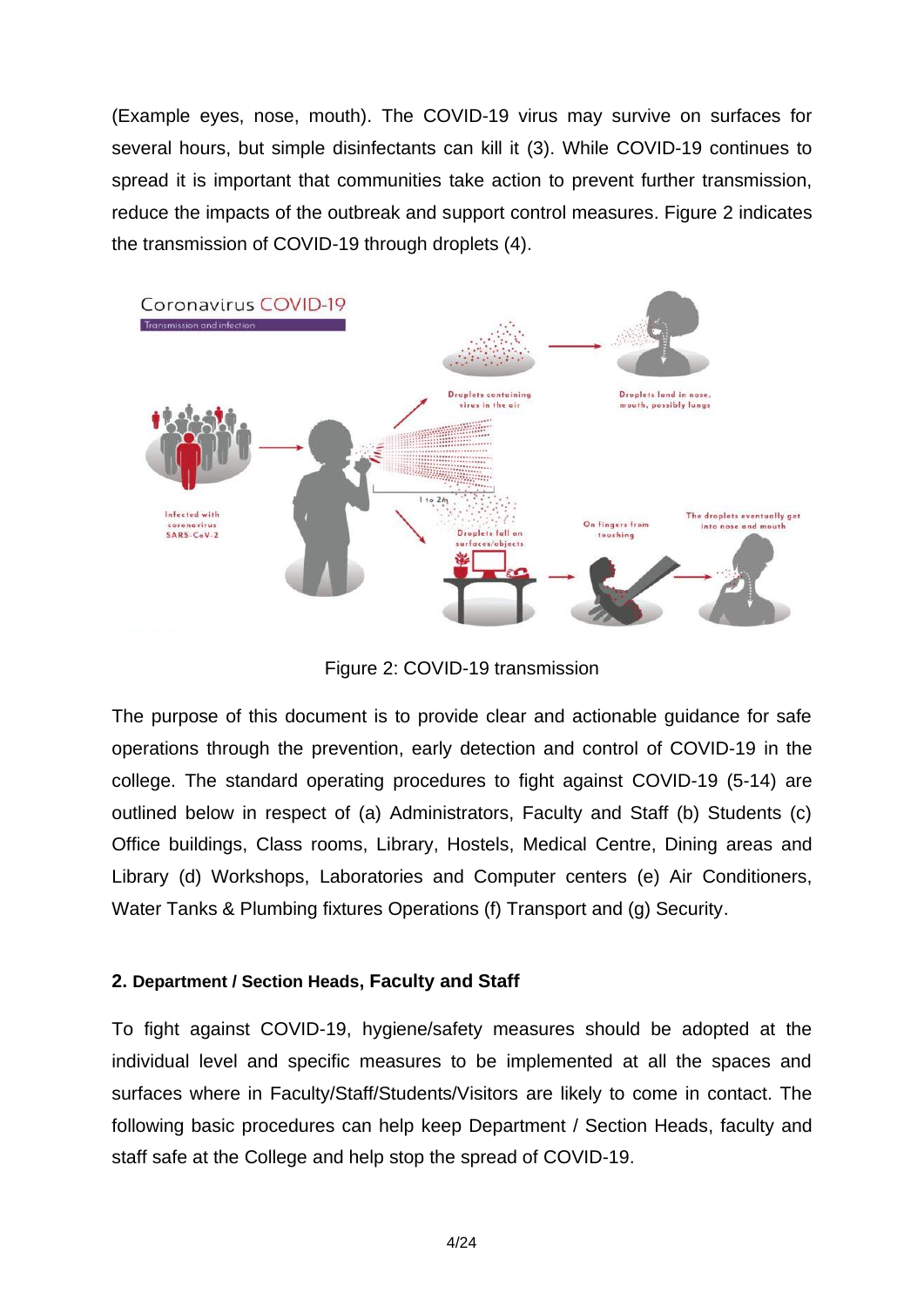(Example eyes, nose, mouth). The COVID-19 virus may survive on surfaces for several hours, but simple disinfectants can kill it (3). While COVID-19 continues to spread it is important that communities take action to prevent further transmission, reduce the impacts of the outbreak and support control measures. Figure 2 indicates the transmission of COVID-19 through droplets (4).

Figure 2: COVID-19 transmission

The purpose of this document is to provide clear and actionable guidance for safe operations through the prevention, early detection and control of COVID-19 in the college. The standard operating procedures to fight against COVID-19 (5-14) are outlined below in respect of (a) Administrators, Faculty and Staff (b) Students (c) Office buildings, Class rooms, Library, Hostels, Medical Centre, Dining areas and Library (d) Workshops, Laboratories and Computer centers (e) Air Conditioners, Water Tanks & Plumbing fixtures Operations (f) Transport and (g) Security.

## 2. Department / Section Heads, Faculty and Staff

To fight against COVID-19, hygiene/safety measures should be adopted at the individual level and specific measures to be implemented at all the spaces and surfaces where in Faculty/Staff/Students/Visitors are likely to come in contact. The following basic procedures can help keep Department / Section Heads, faculty and staff safe at the College and help stop the spread of COVID-19.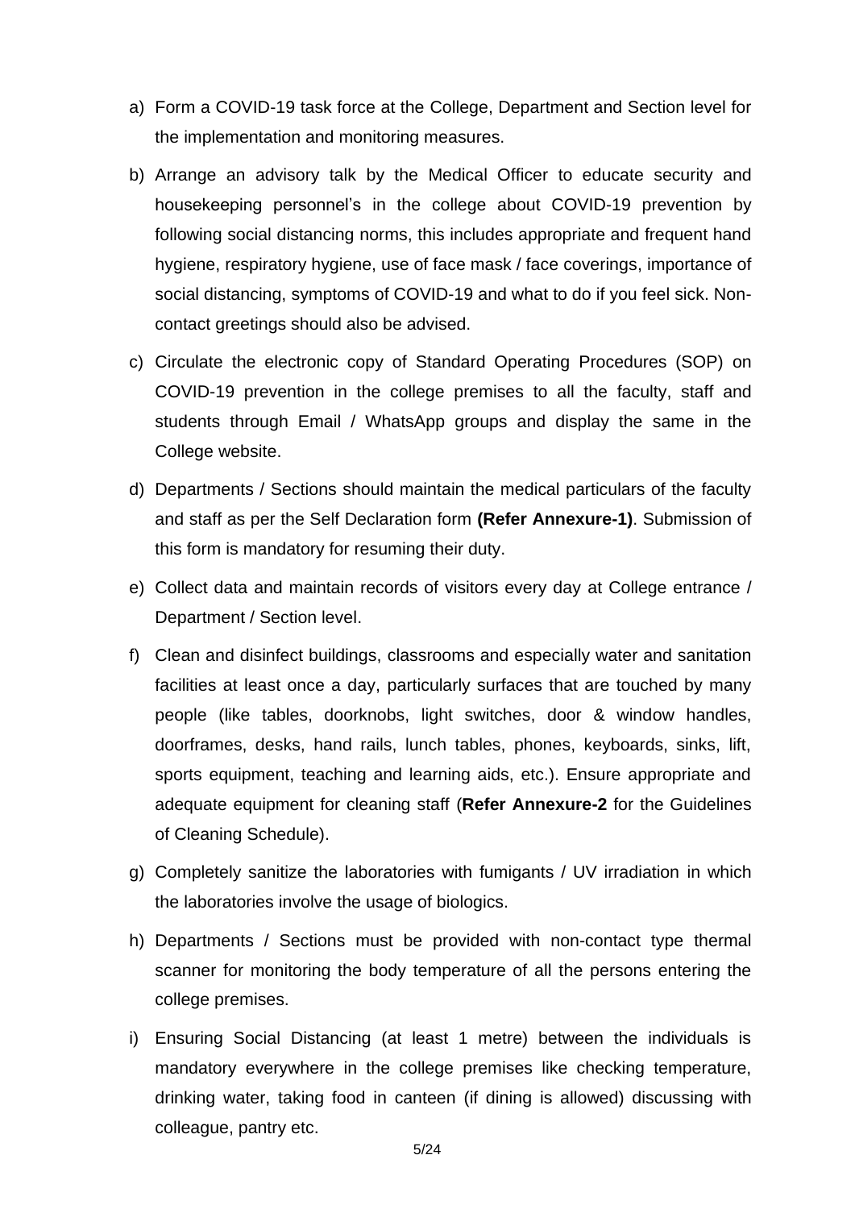a) Form a COVID-19 task force at the College, Department and Section level for the implementation and monitoring measures.

b) Arrange an advisory talk by the Medical Officer to educate security and housekeeping personnel's in the college about COVID-19 prevention by following social distancing norms, this includes appropriate and frequent hand hygiene, respiratory hygiene, use of face mask / face coverings, importance of social distancing, symptoms of COVID-19 and what to do if you feel sick. Non-contact greetings should also be advised.

c) Circulate the electronic copy of Standard Operating Procedures (SOP) on COVID-19 prevention in the college premises to all the faculty, staff and students through Email / WhatsApp groups and display the same in the College website.

d) Departments / Sections should maintain the medical particulars of the faculty and staff as per the Self Declaration form **(Refer Annexure-1)**. Submission of this form is mandatory for resuming their duty.

e) Collect data and maintain records of visitors every day at College entrance / Department / Section level.

f) Clean and disinfect buildings, classrooms and especially water and sanitation facilities at least once a day, particularly surfaces that are touched by many people (like tables, doorknobs, light switches, door & window handles, doorframes, desks, hand rails, lunch tables, phones, keyboards, sinks, lift, sports equipment, teaching and learning aids, etc.). Ensure appropriate and adequate equipment for cleaning staff (**Refer Annexure-2** for the Guidelines of Cleaning Schedule).

g) Completely sanitize the laboratories with fumigants / UV irradiation in which the laboratories involve the usage of biologics.

h) Departments / Sections must be provided with non-contact type thermal scanner for monitoring the body temperature of all the persons entering the college premises.

i) Ensuring Social Distancing (at least 1 metre) between the individuals is mandatory everywhere in the college premises like checking temperature, drinking water, taking food in canteen (if dining is allowed) discussing with colleague, pantry etc.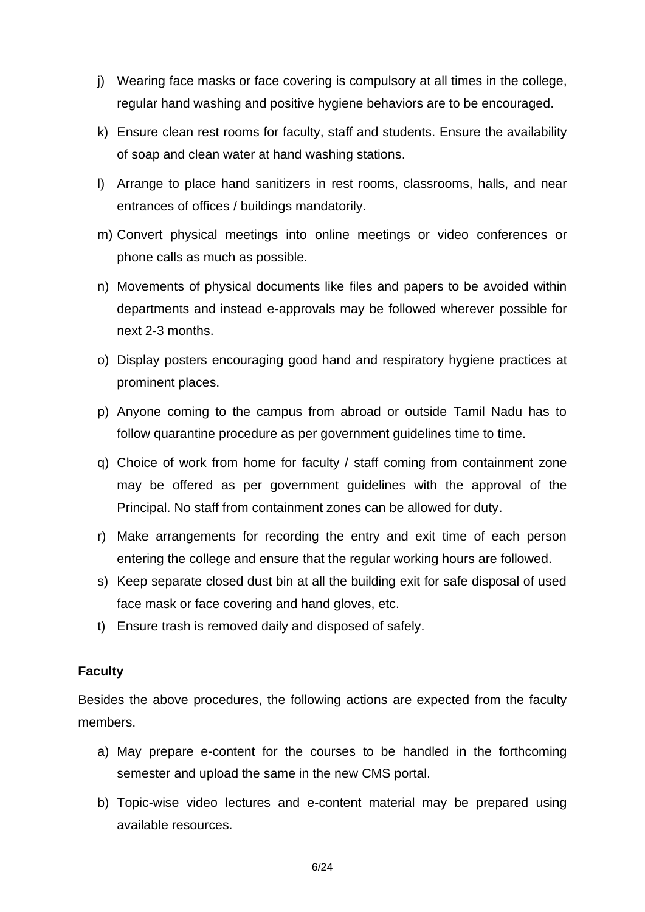j) Wearing face masks or face covering is compulsory at all times in the college, regular hand washing and positive hygiene behaviors are to be encouraged.

k) Ensure clean rest rooms for faculty, staff and students. Ensure the availability of soap and clean water at hand washing stations.

l) Arrange to place hand sanitizers in rest rooms, classrooms, halls, and near entrances of offices / buildings mandatorily.

m) Convert physical meetings into online meetings or video conferences or phone calls as much as possible.

n) Movements of physical documents like files and papers to be avoided within departments and instead e-approvals may be followed wherever possible for next 2-3 months.

o) Display posters encouraging good hand and respiratory hygiene practices at prominent places.

p) Anyone coming to the campus from abroad or outside Tamil Nadu has to follow quarantine procedure as per government guidelines time to time.

q) Choice of work from home for faculty / staff coming from containment zone may be offered as per government guidelines with the approval of the Principal. No staff from containment zones can be allowed for duty.

r) Make arrangements for recording the entry and exit time of each person entering the college and ensure that the regular working hours are followed.

s) Keep separate closed dust bin at all the building exit for safe disposal of used face mask or face covering and hand gloves, etc.

t) Ensure trash is removed daily and disposed of safely.

**Faculty**

Besides the above procedures, the following actions are expected from the faculty members.

a) May prepare e-content for the courses to be handled in the forthcoming semester and upload the same in the new CMS portal.

b) Topic-wise video lectures and e-content material may be prepared using available resources.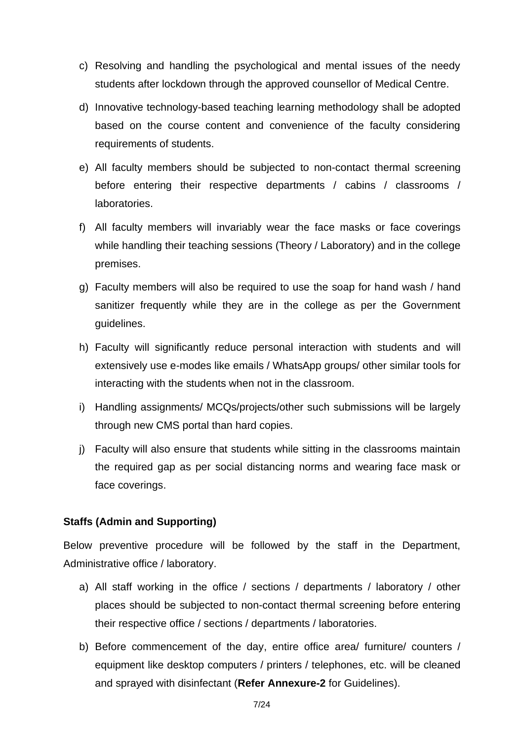c) Resolving and handling the psychological and mental issues of the needy students after lockdown through the approved counsellor of Medical Centre.

d) Innovative technology-based teaching learning methodology shall be adopted based on the course content and convenience of the faculty considering requirements of students.

e) All faculty members should be subjected to non-contact thermal screening before entering their respective departments / cabins / classrooms / laboratories.

f) All faculty members will invariably wear the face masks or face coverings while handling their teaching sessions (Theory / Laboratory) and in the college premises.

g) Faculty members will also be required to use the soap for hand wash / hand sanitizer frequently while they are in the college as per the Government guidelines.

h) Faculty will significantly reduce personal interaction with students and will extensively use e-modes like emails / WhatsApp groups/ other similar tools for interacting with the students when not in the classroom.

i) Handling assignments/ MCQs/projects/other such submissions will be largely through new CMS portal than hard copies.

j) Faculty will also ensure that students while sitting in the classrooms maintain the required gap as per social distancing norms and wearing face mask or face coverings.

**Staffs (Admin and Supporting)**

Below preventive procedure will be followed by the staff in the Department, Administrative office / laboratory.

a) All staff working in the office / sections / departments / laboratory / other places should be subjected to non-contact thermal screening before entering their respective office / sections / departments / laboratories.

b) Before commencement of the day, entire office area/ furniture/ counters / equipment like desktop computers / printers / telephones, etc. will be cleaned and sprayed with disinfectant (**Refer Annexure-2** for Guidelines).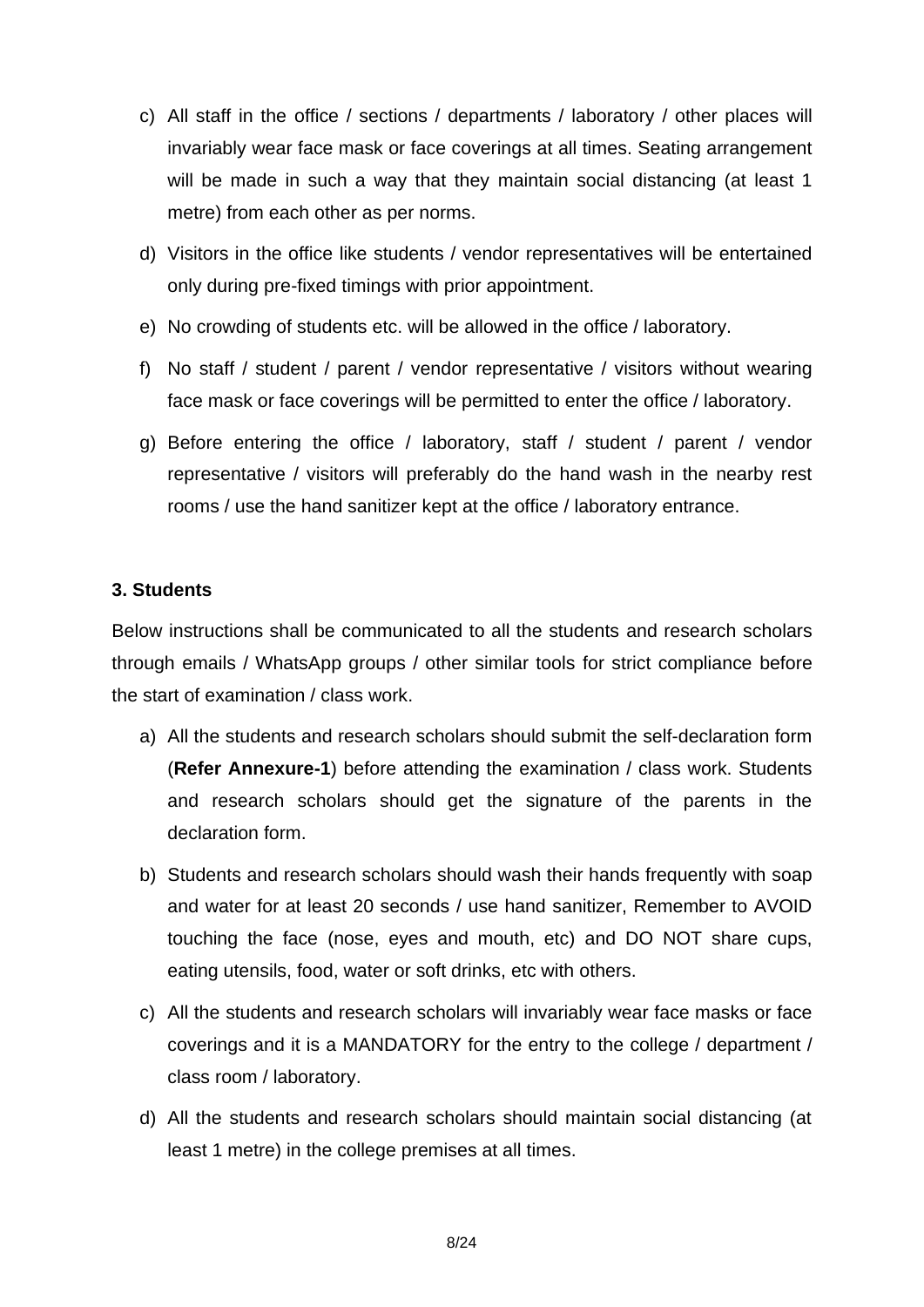c) All staff in the office / sections / departments / laboratory / other places will invariably wear face mask or face coverings at all times. Seating arrangement will be made in such a way that they maintain social distancing (at least 1 metre) from each other as per norms.

d) Visitors in the office like students / vendor representatives will be entertained only during pre-fixed timings with prior appointment.

e) No crowding of students etc. will be allowed in the office / laboratory.

f) No staff / student / parent / vendor representative / visitors without wearing face mask or face coverings will be permitted to enter the office / laboratory.

g) Before entering the office / laboratory, staff / student / parent / vendor representative / visitors will preferably do the hand wash in the nearby rest rooms / use the hand sanitizer kept at the office / laboratory entrance.

**3. Students**

Below instructions shall be communicated to all the students and research scholars through emails / WhatsApp groups / other similar tools for strict compliance before the start of examination / class work.

a) All the students and research scholars should submit the self-declaration form (**Refer Annexure-1**) before attending the examination / class work. Students and research scholars should get the signature of the parents in the declaration form.

b) Students and research scholars should wash their hands frequently with soap and water for at least 20 seconds / use hand sanitizer, Remember to AVOID touching the face (nose, eyes and mouth, etc) and DO NOT share cups, eating utensils, food, water or soft drinks, etc with others.

c) All the students and research scholars will invariably wear face masks or face coverings and it is a MANDATORY for the entry to the college / department / class room / laboratory.

d) All the students and research scholars should maintain social distancing (at least 1 metre) in the college premises at all times.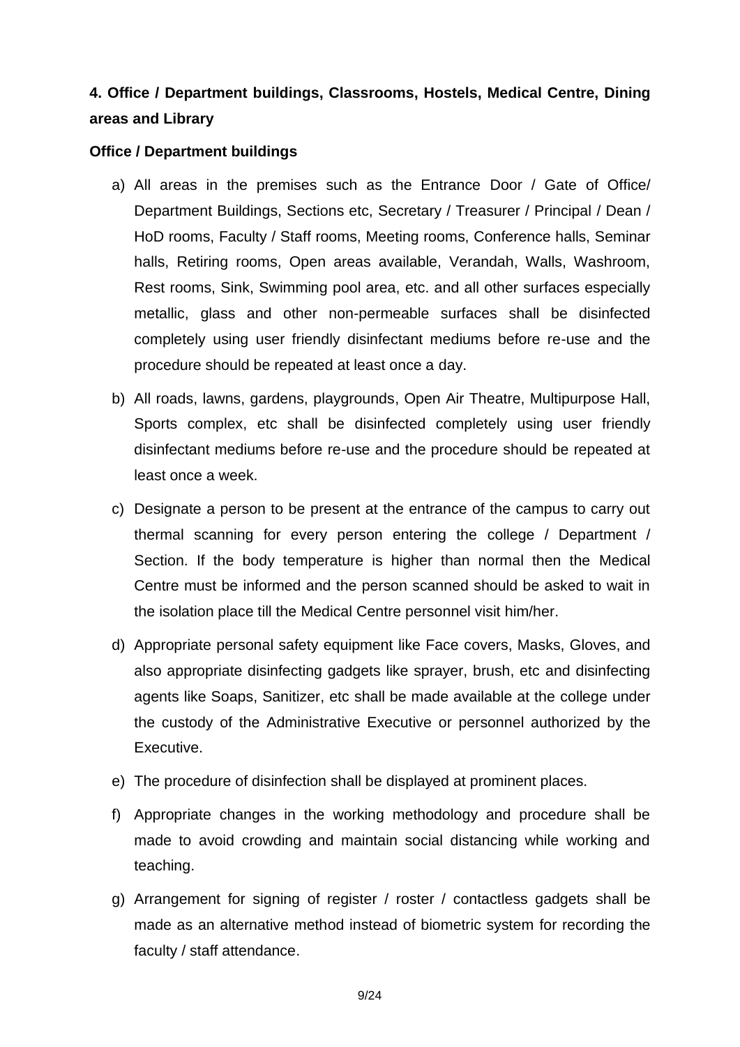## 4. Office / Department buildings, Classrooms, Hostels, Medical Centre, Dining areas and Library

### Office / Department buildings

a) All areas in the premises such as the Entrance Door / Gate of Office/ Department Buildings, Sections etc, Secretary / Treasurer / Principal / Dean / HoD rooms, Faculty / Staff rooms, Meeting rooms, Conference halls, Seminar halls, Retiring rooms, Open areas available, Verandah, Walls, Washroom, Rest rooms, Sink, Swimming pool area, etc. and all other surfaces especially metallic, glass and other non-permeable surfaces shall be disinfected completely using user friendly disinfectant mediums before re-use and the procedure should be repeated at least once a day.

b) All roads, lawns, gardens, playgrounds, Open Air Theatre, Multipurpose Hall, Sports complex, etc shall be disinfected completely using user friendly disinfectant mediums before re-use and the procedure should be repeated at least once a week.

c) Designate a person to be present at the entrance of the campus to carry out thermal scanning for every person entering the college / Department / Section. If the body temperature is higher than normal then the Medical Centre must be informed and the person scanned should be asked to wait in the isolation place till the Medical Centre personnel visit him/her.

d) Appropriate personal safety equipment like Face covers, Masks, Gloves, and also appropriate disinfecting gadgets like sprayer, brush, etc and disinfecting agents like Soaps, Sanitizer, etc shall be made available at the college under the custody of the Administrative Executive or personnel authorized by the Executive.

e) The procedure of disinfection shall be displayed at prominent places.

f) Appropriate changes in the working methodology and procedure shall be made to avoid crowding and maintain social distancing while working and teaching.

g) Arrangement for signing of register / roster / contactless gadgets shall be made as an alternative method instead of biometric system for recording the faculty / staff attendance.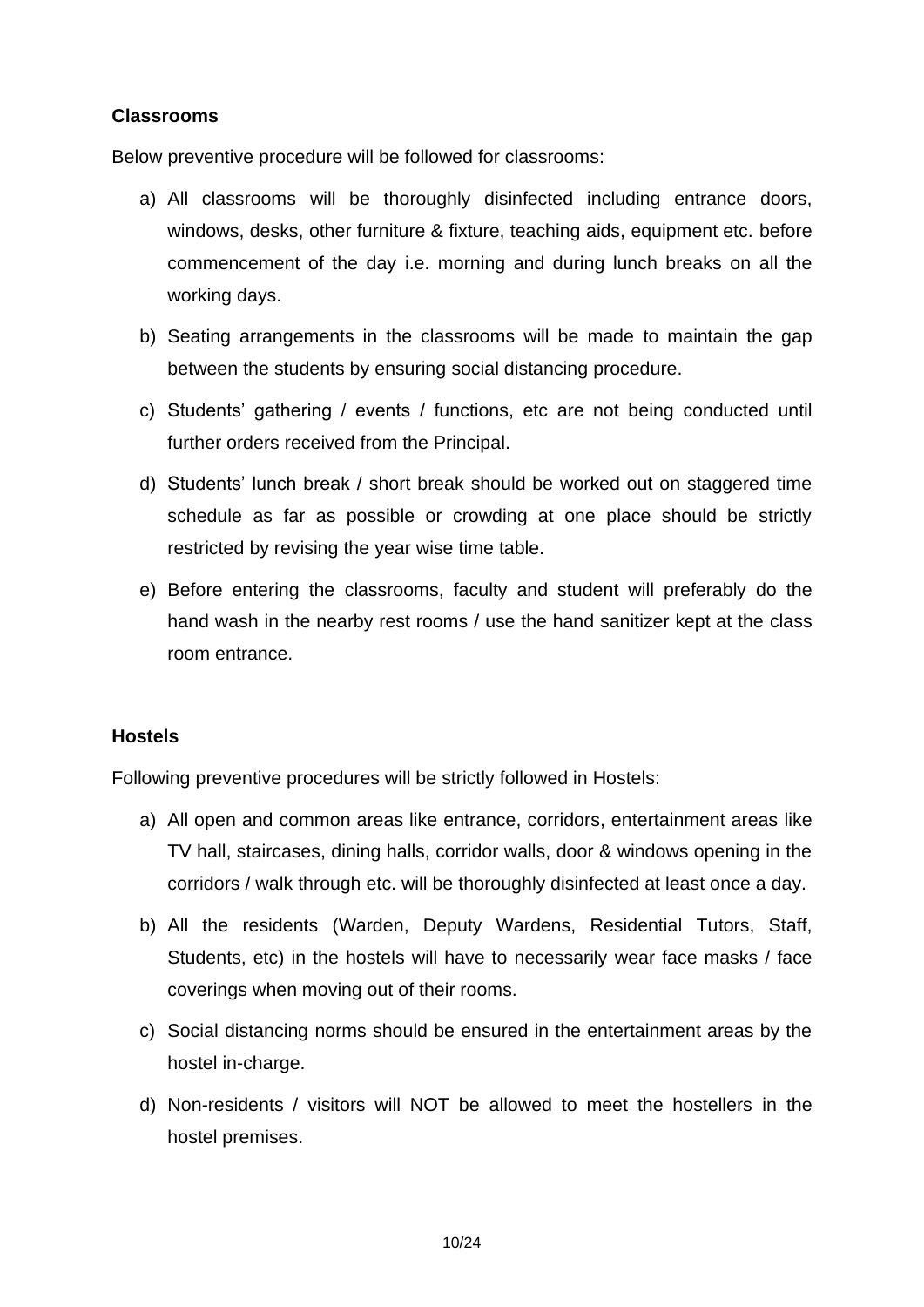**Classrooms**

Below preventive procedure will be followed for classrooms:

a) All classrooms will be thoroughly disinfected including entrance doors, windows, desks, other furniture & fixture, teaching aids, equipment etc. before commencement of the day i.e. morning and during lunch breaks on all the working days.

b) Seating arrangements in the classrooms will be made to maintain the gap between the students by ensuring social distancing procedure.

c) Students' gathering / events / functions, etc are not being conducted until further orders received from the Principal.

d) Students' lunch break / short break should be worked out on staggered time schedule as far as possible or crowding at one place should be strictly restricted by revising the year wise time table.

e) Before entering the classrooms, faculty and student will preferably do the hand wash in the nearby rest rooms / use the hand sanitizer kept at the class room entrance.

**Hostels**

Following preventive procedures will be strictly followed in Hostels:

a) All open and common areas like entrance, corridors, entertainment areas like TV hall, staircases, dining halls, corridor walls, door & windows opening in the corridors / walk through etc. will be thoroughly disinfected at least once a day.

b) All the residents (Warden, Deputy Wardens, Residential Tutors, Staff, Students, etc) in the hostels will have to necessarily wear face masks / face coverings when moving out of their rooms.

c) Social distancing norms should be ensured in the entertainment areas by the hostel in-charge.

d) Non-residents / visitors will NOT be allowed to meet the hostellers in the hostel premises.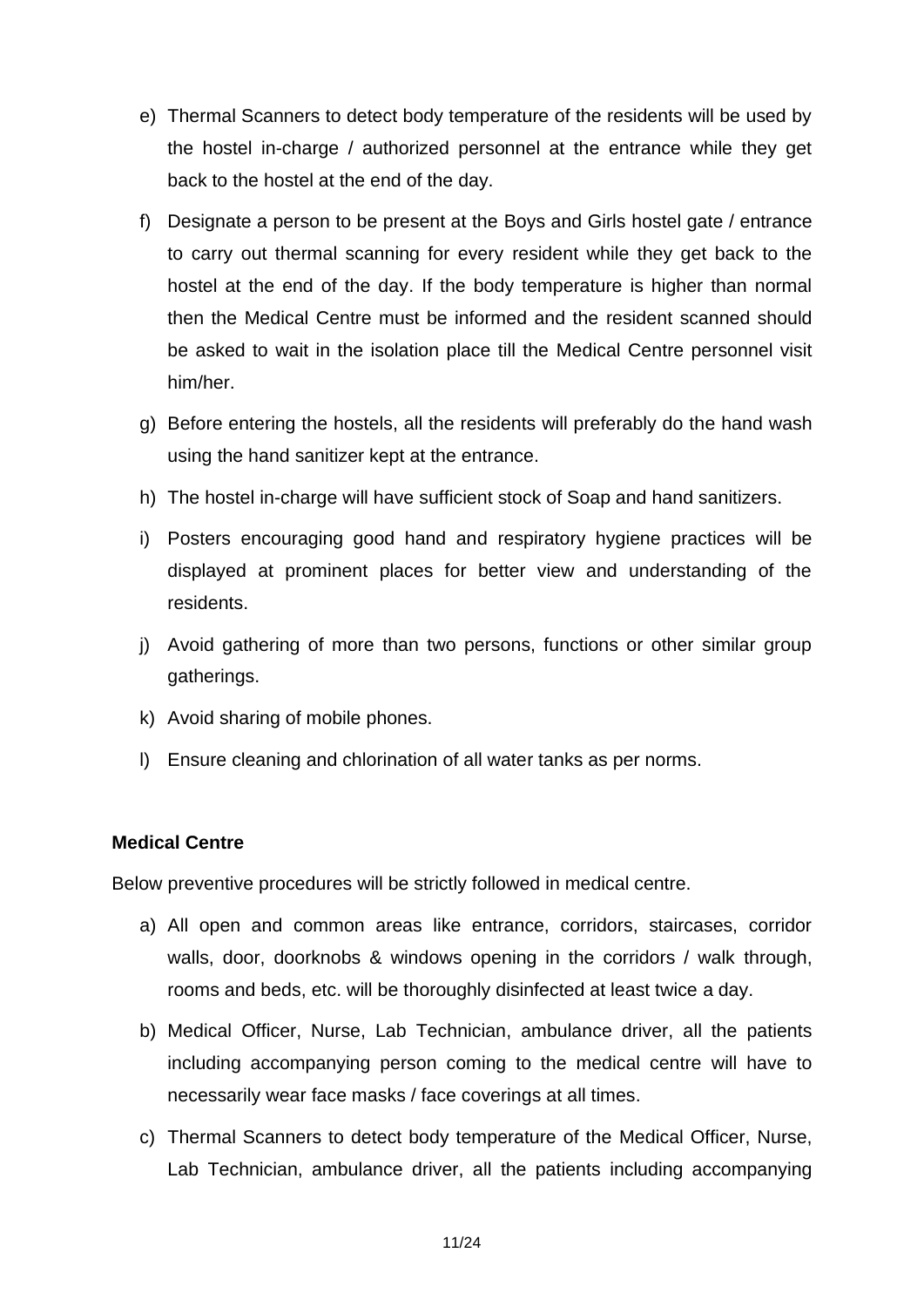e) Thermal Scanners to detect body temperature of the residents will be used by the hostel in-charge / authorized personnel at the entrance while they get back to the hostel at the end of the day.

f) Designate a person to be present at the Boys and Girls hostel gate / entrance to carry out thermal scanning for every resident while they get back to the hostel at the end of the day. If the body temperature is higher than normal then the Medical Centre must be informed and the resident scanned should be asked to wait in the isolation place till the Medical Centre personnel visit him/her.

g) Before entering the hostels, all the residents will preferably do the hand wash using the hand sanitizer kept at the entrance.

h) The hostel in-charge will have sufficient stock of Soap and hand sanitizers.

i) Posters encouraging good hand and respiratory hygiene practices will be displayed at prominent places for better view and understanding of the residents.

j) Avoid gathering of more than two persons, functions or other similar group gatherings.

k) Avoid sharing of mobile phones.

l) Ensure cleaning and chlorination of all water tanks as per norms.

**Medical Centre**

Below preventive procedures will be strictly followed in medical centre.

a) All open and common areas like entrance, corridors, staircases, corridor walls, door, doorknobs & windows opening in the corridors / walk through, rooms and beds, etc. will be thoroughly disinfected at least twice a day.

b) Medical Officer, Nurse, Lab Technician, ambulance driver, all the patients including accompanying person coming to the medical centre will have to necessarily wear face masks / face coverings at all times.

c) Thermal Scanners to detect body temperature of the Medical Officer, Nurse, Lab Technician, ambulance driver, all the patients including accompanying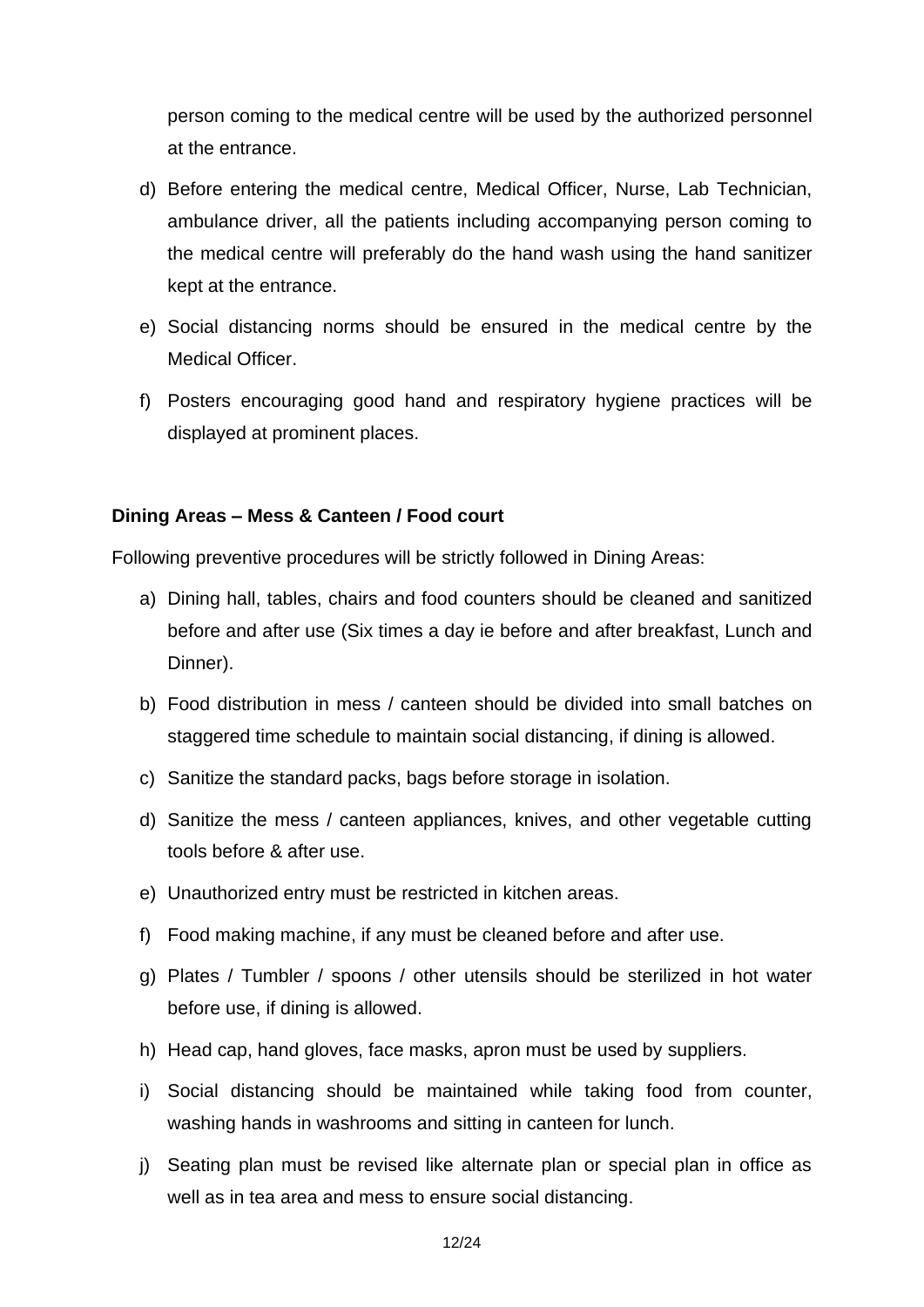person coming to the medical centre will be used by the authorized personnel at the entrance.

d) Before entering the medical centre, Medical Officer, Nurse, Lab Technician, ambulance driver, all the patients including accompanying person coming to the medical centre will preferably do the hand wash using the hand sanitizer kept at the entrance.

e) Social distancing norms should be ensured in the medical centre by the Medical Officer.

f) Posters encouraging good hand and respiratory hygiene practices will be displayed at prominent places.

**Dining Areas – Mess & Canteen / Food court**

Following preventive procedures will be strictly followed in Dining Areas:

a) Dining hall, tables, chairs and food counters should be cleaned and sanitized before and after use (Six times a day ie before and after breakfast, Lunch and Dinner).

b) Food distribution in mess / canteen should be divided into small batches on staggered time schedule to maintain social distancing, if dining is allowed.

c) Sanitize the standard packs, bags before storage in isolation.

d) Sanitize the mess / canteen appliances, knives, and other vegetable cutting tools before & after use.

e) Unauthorized entry must be restricted in kitchen areas.

f) Food making machine, if any must be cleaned before and after use.

g) Plates / Tumbler / spoons / other utensils should be sterilized in hot water before use, if dining is allowed.

h) Head cap, hand gloves, face masks, apron must be used by suppliers.

i) Social distancing should be maintained while taking food from counter, washing hands in washrooms and sitting in canteen for lunch.

j) Seating plan must be revised like alternate plan or special plan in office as well as in tea area and mess to ensure social distancing.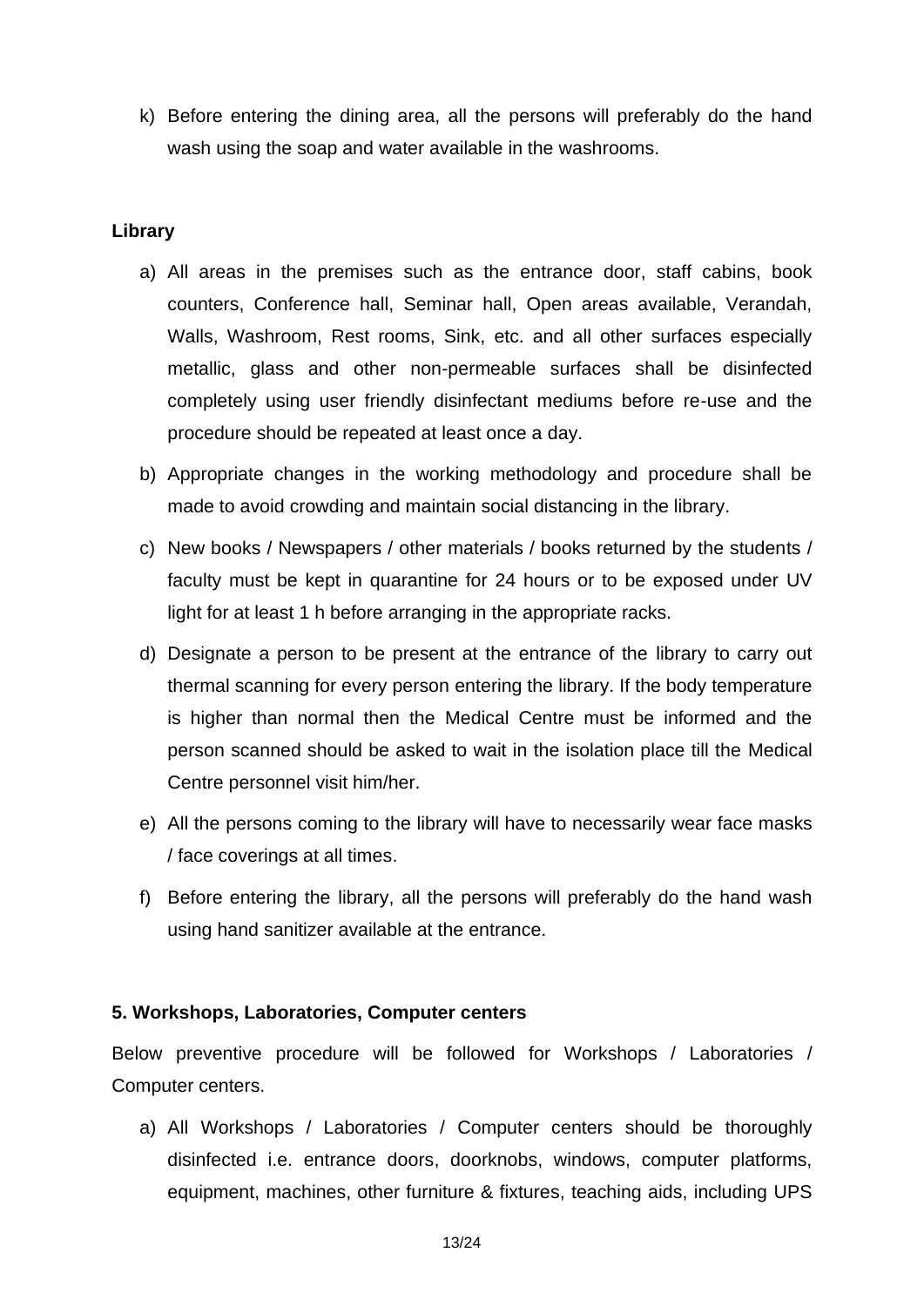k) Before entering the dining area, all the persons will preferably do the hand wash using the soap and water available in the washrooms.

**Library**

a) All areas in the premises such as the entrance door, staff cabins, book counters, Conference hall, Seminar hall, Open areas available, Verandah, Walls, Washroom, Rest rooms, Sink, etc. and all other surfaces especially metallic, glass and other non-permeable surfaces shall be disinfected completely using user friendly disinfectant mediums before re-use and the procedure should be repeated at least once a day.

b) Appropriate changes in the working methodology and procedure shall be made to avoid crowding and maintain social distancing in the library.

c) New books / Newspapers / other materials / books returned by the students / faculty must be kept in quarantine for 24 hours or to be exposed under UV light for at least 1 h before arranging in the appropriate racks.

d) Designate a person to be present at the entrance of the library to carry out thermal scanning for every person entering the library. If the body temperature is higher than normal then the Medical Centre must be informed and the person scanned should be asked to wait in the isolation place till the Medical Centre personnel visit him/her.

e) All the persons coming to the library will have to necessarily wear face masks / face coverings at all times.

f) Before entering the library, all the persons will preferably do the hand wash using hand sanitizer available at the entrance.

**5. Workshops, Laboratories, Computer centers**

Below preventive procedure will be followed for Workshops / Laboratories / Computer centers.

a) All Workshops / Laboratories / Computer centers should be thoroughly disinfected i.e. entrance doors, doorknobs, windows, computer platforms, equipment, machines, other furniture & fixtures, teaching aids, including UPS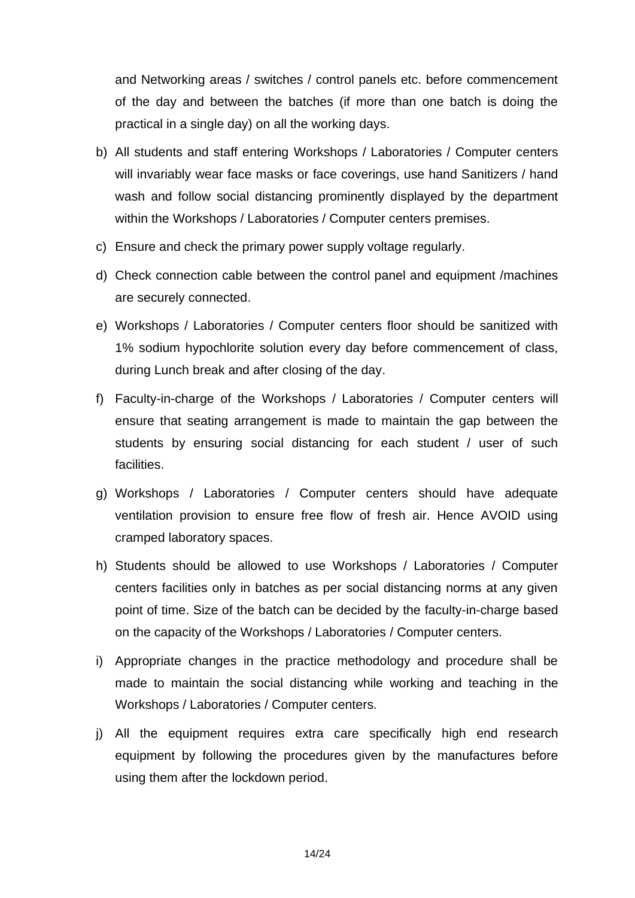and Networking areas / switches / control panels etc. before commencement of the day and between the batches (if more than one batch is doing the practical in a single day) on all the working days.

b) All students and staff entering Workshops / Laboratories / Computer centers will invariably wear face masks or face coverings, use hand Sanitizers / hand wash and follow social distancing prominently displayed by the department within the Workshops / Laboratories / Computer centers premises.

c) Ensure and check the primary power supply voltage regularly.

d) Check connection cable between the control panel and equipment /machines are securely connected.

e) Workshops / Laboratories / Computer centers floor should be sanitized with 1% sodium hypochlorite solution every day before commencement of class, during Lunch break and after closing of the day.

f) Faculty-in-charge of the Workshops / Laboratories / Computer centers will ensure that seating arrangement is made to maintain the gap between the students by ensuring social distancing for each student / user of such facilities.

g) Workshops / Laboratories / Computer centers should have adequate ventilation provision to ensure free flow of fresh air. Hence AVOID using cramped laboratory spaces.

h) Students should be allowed to use Workshops / Laboratories / Computer centers facilities only in batches as per social distancing norms at any given point of time. Size of the batch can be decided by the faculty-in-charge based on the capacity of the Workshops / Laboratories / Computer centers.

i) Appropriate changes in the practice methodology and procedure shall be made to maintain the social distancing while working and teaching in the Workshops / Laboratories / Computer centers.

j) All the equipment requires extra care specifically high end research equipment by following the procedures given by the manufactures before using them after the lockdown period.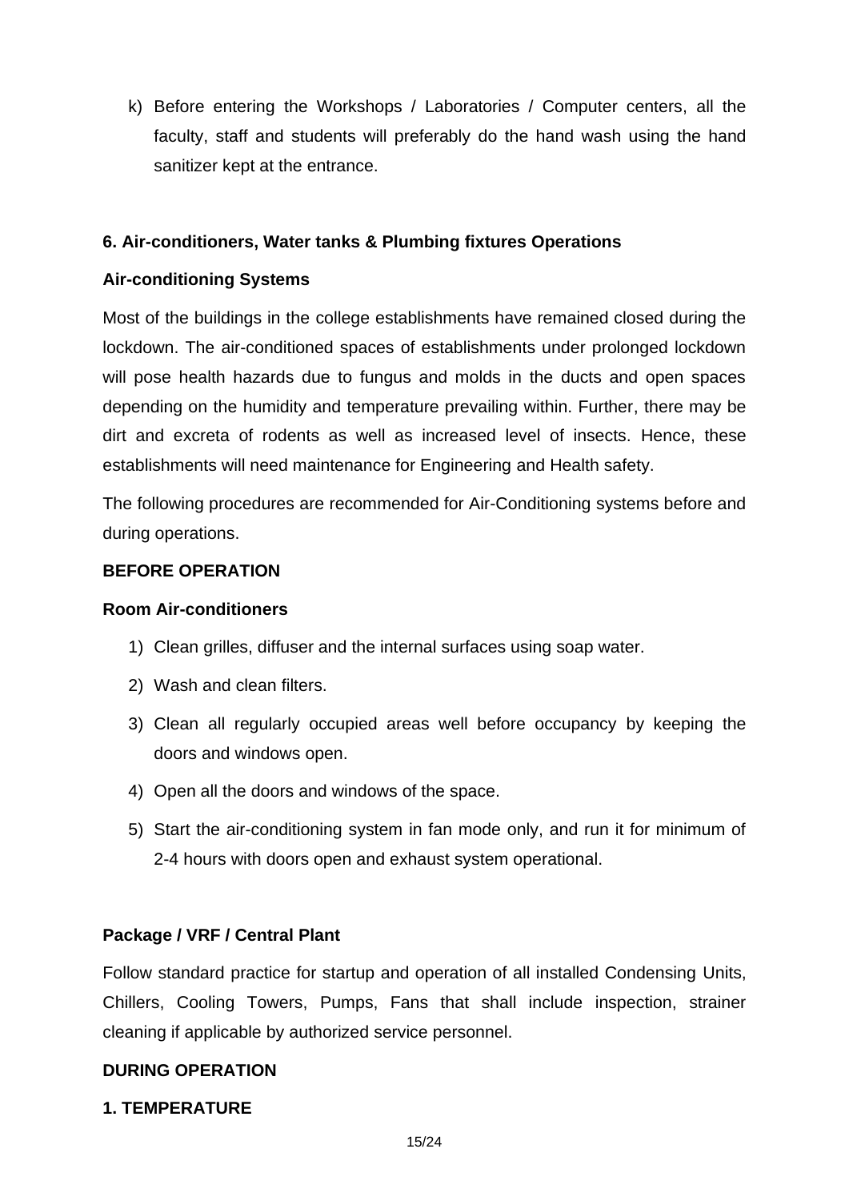k) Before entering the Workshops / Laboratories / Computer centers, all the faculty, staff and students will preferably do the hand wash using the hand sanitizer kept at the entrance.

## 6. Air-conditioners, Water tanks & Plumbing fixtures Operations

### Air-conditioning Systems

Most of the buildings in the college establishments have remained closed during the lockdown. The air-conditioned spaces of establishments under prolonged lockdown will pose health hazards due to fungus and molds in the ducts and open spaces depending on the humidity and temperature prevailing within. Further, there may be dirt and excreta of rodents as well as increased level of insects. Hence, these establishments will need maintenance for Engineering and Health safety.

The following procedures are recommended for Air-Conditioning systems before and during operations.

### BEFORE OPERATION

#### Room Air-conditioners

1) Clean grilles, diffuser and the internal surfaces using soap water.
2) Wash and clean filters.
3) Clean all regularly occupied areas well before occupancy by keeping the doors and windows open.
4) Open all the doors and windows of the space.
5) Start the air-conditioning system in fan mode only, and run it for minimum of 2-4 hours with doors open and exhaust system operational.

#### Package / VRF / Central Plant

Follow standard practice for startup and operation of all installed Condensing Units, Chillers, Cooling Towers, Pumps, Fans that shall include inspection, strainer cleaning if applicable by authorized service personnel.

### DURING OPERATION

#### 1. TEMPERATURE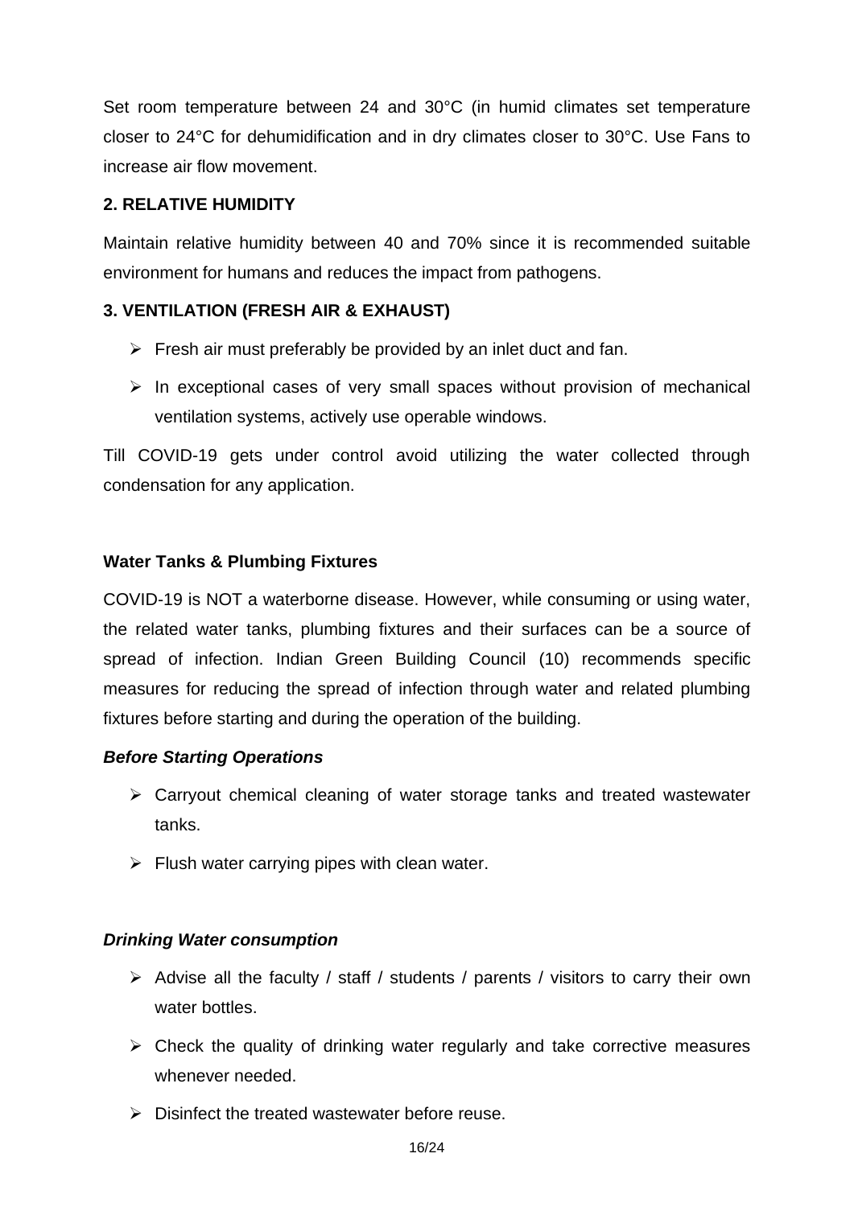Set room temperature between 24 and 30°C (in humid climates set temperature closer to 24°C for dehumidification and in dry climates closer to 30°C. Use Fans to increase air flow movement.

**2. RELATIVE HUMIDITY**

Maintain relative humidity between 40 and 70% since it is recommended suitable environment for humans and reduces the impact from pathogens.

**3. VENTILATION (FRESH AIR & EXHAUST)**

- Fresh air must preferably be provided by an inlet duct and fan.
- In exceptional cases of very small spaces without provision of mechanical ventilation systems, actively use operable windows.

Till COVID-19 gets under control avoid utilizing the water collected through condensation for any application.

**Water Tanks & Plumbing Fixtures**

COVID-19 is NOT a waterborne disease. However, while consuming or using water, the related water tanks, plumbing fixtures and their surfaces can be a source of spread of infection. Indian Green Building Council (10) recommends specific measures for reducing the spread of infection through water and related plumbing fixtures before starting and during the operation of the building.

***Before Starting Operations***

- Carryout chemical cleaning of water storage tanks and treated wastewater tanks.
- Flush water carrying pipes with clean water.

***Drinking Water consumption***

- Advise all the faculty / staff / students / parents / visitors to carry their own water bottles.
- Check the quality of drinking water regularly and take corrective measures whenever needed.
- Disinfect the treated wastewater before reuse.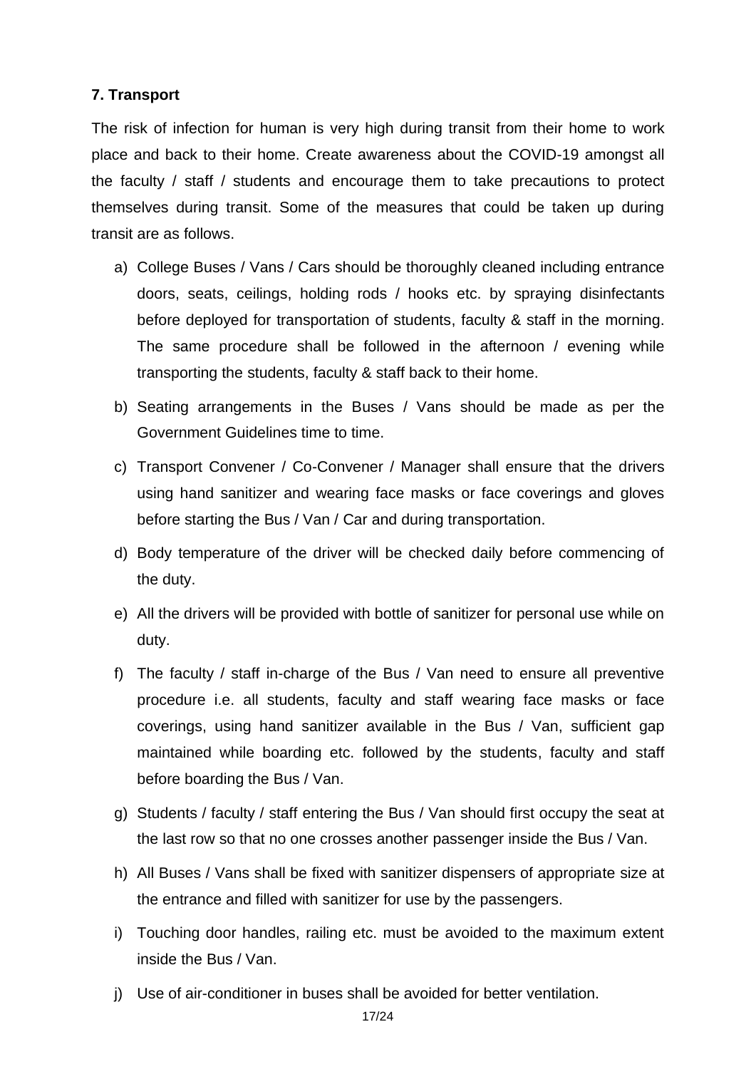**7. Transport**

The risk of infection for human is very high during transit from their home to work place and back to their home. Create awareness about the COVID-19 amongst all the faculty / staff / students and encourage them to take precautions to protect themselves during transit. Some of the measures that could be taken up during transit are as follows.

a) College Buses / Vans / Cars should be thoroughly cleaned including entrance doors, seats, ceilings, holding rods / hooks etc. by spraying disinfectants before deployed for transportation of students, faculty & staff in the morning. The same procedure shall be followed in the afternoon / evening while transporting the students, faculty & staff back to their home.

b) Seating arrangements in the Buses / Vans should be made as per the Government Guidelines time to time.

c) Transport Convener / Co-Convener / Manager shall ensure that the drivers using hand sanitizer and wearing face masks or face coverings and gloves before starting the Bus / Van / Car and during transportation.

d) Body temperature of the driver will be checked daily before commencing of the duty.

e) All the drivers will be provided with bottle of sanitizer for personal use while on duty.

f) The faculty / staff in-charge of the Bus / Van need to ensure all preventive procedure i.e. all students, faculty and staff wearing face masks or face coverings, using hand sanitizer available in the Bus / Van, sufficient gap maintained while boarding etc. followed by the students, faculty and staff before boarding the Bus / Van.

g) Students / faculty / staff entering the Bus / Van should first occupy the seat at the last row so that no one crosses another passenger inside the Bus / Van.

h) All Buses / Vans shall be fixed with sanitizer dispensers of appropriate size at the entrance and filled with sanitizer for use by the passengers.

i) Touching door handles, railing etc. must be avoided to the maximum extent inside the Bus / Van.

j) Use of air-conditioner in buses shall be avoided for better ventilation.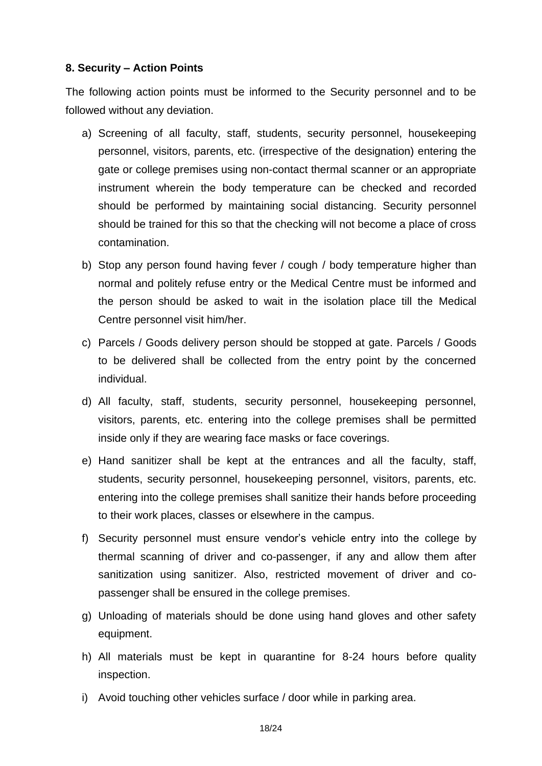**8. Security – Action Points**

The following action points must be informed to the Security personnel and to be followed without any deviation.

a) Screening of all faculty, staff, students, security personnel, housekeeping personnel, visitors, parents, etc. (irrespective of the designation) entering the gate or college premises using non-contact thermal scanner or an appropriate instrument wherein the body temperature can be checked and recorded should be performed by maintaining social distancing. Security personnel should be trained for this so that the checking will not become a place of cross contamination.

b) Stop any person found having fever / cough / body temperature higher than normal and politely refuse entry or the Medical Centre must be informed and the person should be asked to wait in the isolation place till the Medical Centre personnel visit him/her.

c) Parcels / Goods delivery person should be stopped at gate. Parcels / Goods to be delivered shall be collected from the entry point by the concerned individual.

d) All faculty, staff, students, security personnel, housekeeping personnel, visitors, parents, etc. entering into the college premises shall be permitted inside only if they are wearing face masks or face coverings.

e) Hand sanitizer shall be kept at the entrances and all the faculty, staff, students, security personnel, housekeeping personnel, visitors, parents, etc. entering into the college premises shall sanitize their hands before proceeding to their work places, classes or elsewhere in the campus.

f) Security personnel must ensure vendor's vehicle entry into the college by thermal scanning of driver and co-passenger, if any and allow them after sanitization using sanitizer. Also, restricted movement of driver and co-passenger shall be ensured in the college premises.

g) Unloading of materials should be done using hand gloves and other safety equipment.

h) All materials must be kept in quarantine for 8-24 hours before quality inspection.

i) Avoid touching other vehicles surface / door while in parking area.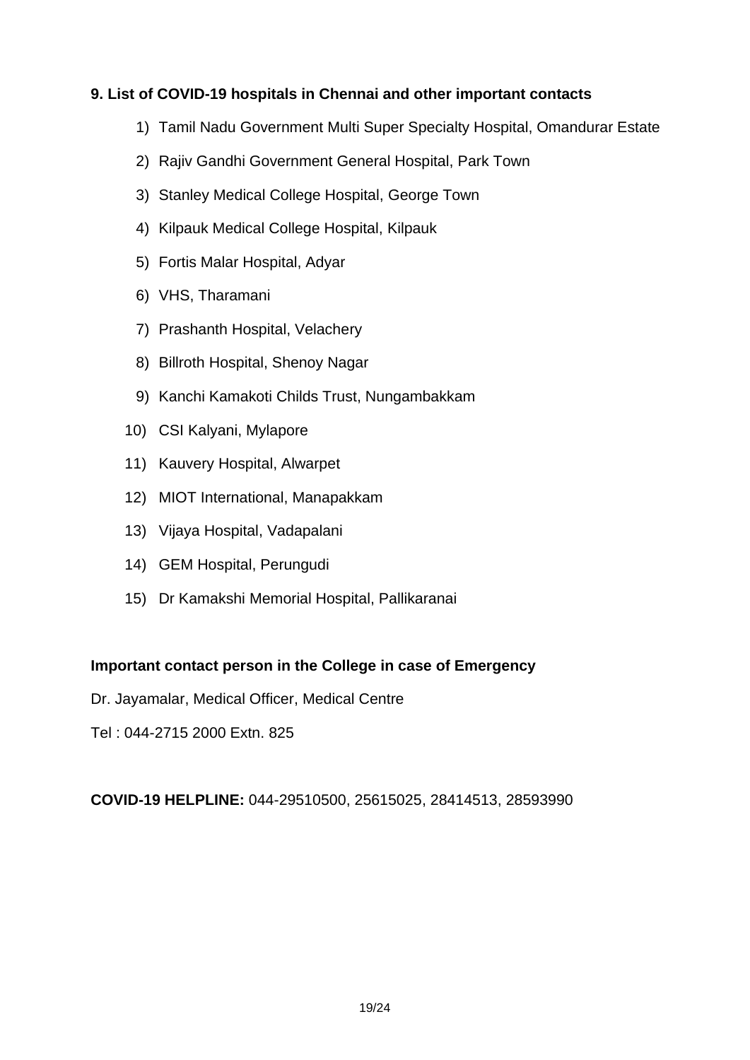## 9. List of COVID-19 hospitals in Chennai and other important contacts

1) Tamil Nadu Government Multi Super Specialty Hospital, Omandurar Estate
2) Rajiv Gandhi Government General Hospital, Park Town
3) Stanley Medical College Hospital, George Town
4) Kilpauk Medical College Hospital, Kilpauk
5) Fortis Malar Hospital, Adyar
6) VHS, Tharamani
7) Prashanth Hospital, Velachery
8) Billroth Hospital, Shenoy Nagar
9) Kanchi Kamakoti Childs Trust, Nungambakkam
10) CSI Kalyani, Mylapore
11) Kauvery Hospital, Alwarpet
12) MIOT International, Manapakkam
13) Vijaya Hospital, Vadapalani
14) GEM Hospital, Perungudi
15) Dr Kamakshi Memorial Hospital, Pallikaranai

**Important contact person in the College in case of Emergency**

Dr. Jayamalar, Medical Officer, Medical Centre

Tel : 044-2715 2000 Extn. 825

**COVID-19 HELPLINE:** 044-29510500, 25615025, 28414513, 28593990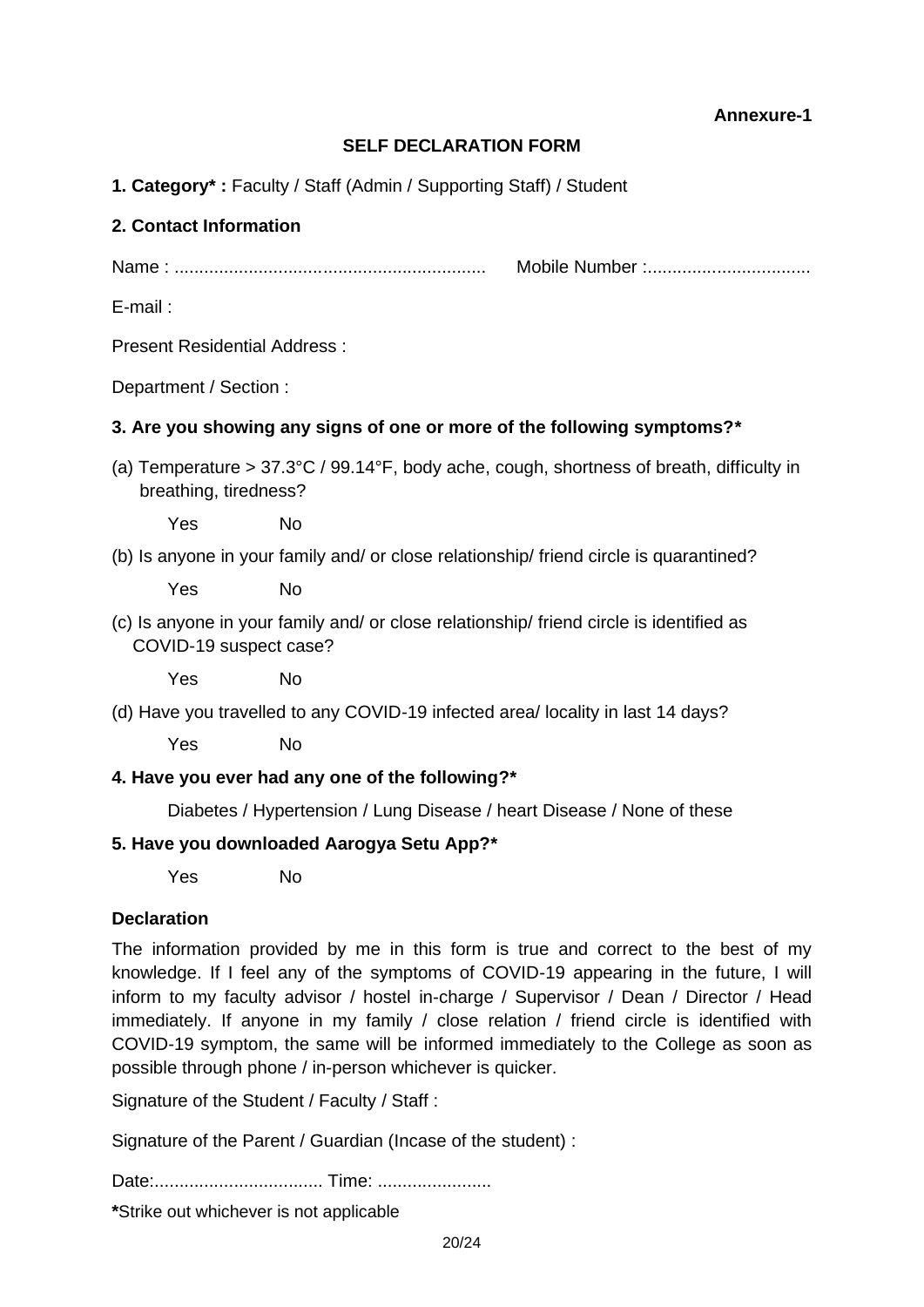**Annexure-1**

## SELF DECLARATION FORM

**1. Category* :** Faculty / Staff (Admin / Supporting Staff) / Student

**2. Contact Information**

Name : ............................................................... Mobile Number :.................................

E-mail :

Present Residential Address :

Department / Section :

**3. Are you showing any signs of one or more of the following symptoms?***

(a) Temperature > 37.3°C / 99.14°F, body ache, cough, shortness of breath, difficulty in breathing, tiredness?

Yes No

(b) Is anyone in your family and/ or close relationship/ friend circle is quarantined?

Yes No

(c) Is anyone in your family and/ or close relationship/ friend circle is identified as COVID-19 suspect case?

Yes No

(d) Have you travelled to any COVID-19 infected area/ locality in last 14 days?

Yes No

**4. Have you ever had any one of the following?***

Diabetes / Hypertension / Lung Disease / heart Disease / None of these

**5. Have you downloaded Aarogya Setu App?***

Yes No

**Declaration**

The information provided by me in this form is true and correct to the best of my knowledge. If I feel any of the symptoms of COVID-19 appearing in the future, I will inform to my faculty advisor / hostel in-charge / Supervisor / Dean / Director / Head immediately. If anyone in my family / close relation / friend circle is identified with COVID-19 symptom, the same will be informed immediately to the College as soon as possible through phone / in-person whichever is quicker.

Signature of the Student / Faculty / Staff :

Signature of the Parent / Guardian (Incase of the student) :

Date:.................................. Time: .......................

**\***Strike out whichever is not applicable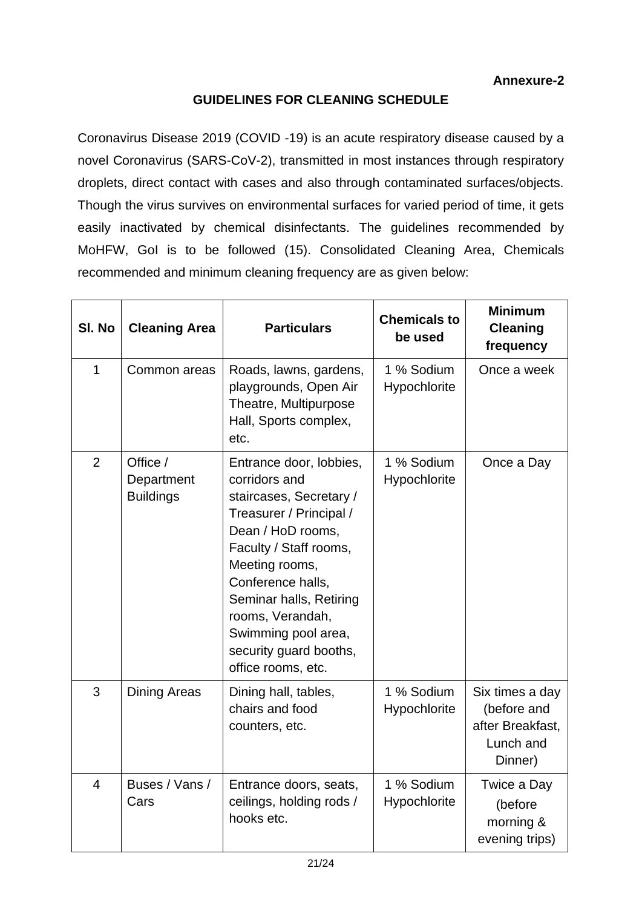**Annexure-2**

## GUIDELINES FOR CLEANING SCHEDULE

Coronavirus Disease 2019 (COVID -19) is an acute respiratory disease caused by a novel Coronavirus (SARS-CoV-2), transmitted in most instances through respiratory droplets, direct contact with cases and also through contaminated surfaces/objects. Though the virus survives on environmental surfaces for varied period of time, it gets easily inactivated by chemical disinfectants. The guidelines recommended by MoHFW, GoI is to be followed (15). Consolidated Cleaning Area, Chemicals recommended and minimum cleaning frequency are as given below:

| Sl. No | Cleaning Area | Particulars | Chemicals to be used | Minimum Cleaning frequency |
|---|---|---|---|---|
| 1 | Common areas | Roads, lawns, gardens, playgrounds, Open Air Theatre, Multipurpose Hall, Sports complex, etc. | 1 % Sodium Hypochlorite | Once a week |
| 2 | Office / Department Buildings | Entrance door, lobbies, corridors and staircases, Secretary / Treasurer / Principal / Dean / HoD rooms, Faculty / Staff rooms, Meeting rooms, Conference halls, Seminar halls, Retiring rooms, Verandah, Swimming pool area, security guard booths, office rooms, etc. | 1 % Sodium Hypochlorite | Once a Day |
| 3 | Dining Areas | Dining hall, tables, chairs and food counters, etc. | 1 % Sodium Hypochlorite | Six times a day (before and after Breakfast, Lunch and Dinner) |
| 4 | Buses / Vans / Cars | Entrance doors, seats, ceilings, holding rods / hooks etc. | 1 % Sodium Hypochlorite | Twice a Day (before morning & evening trips) |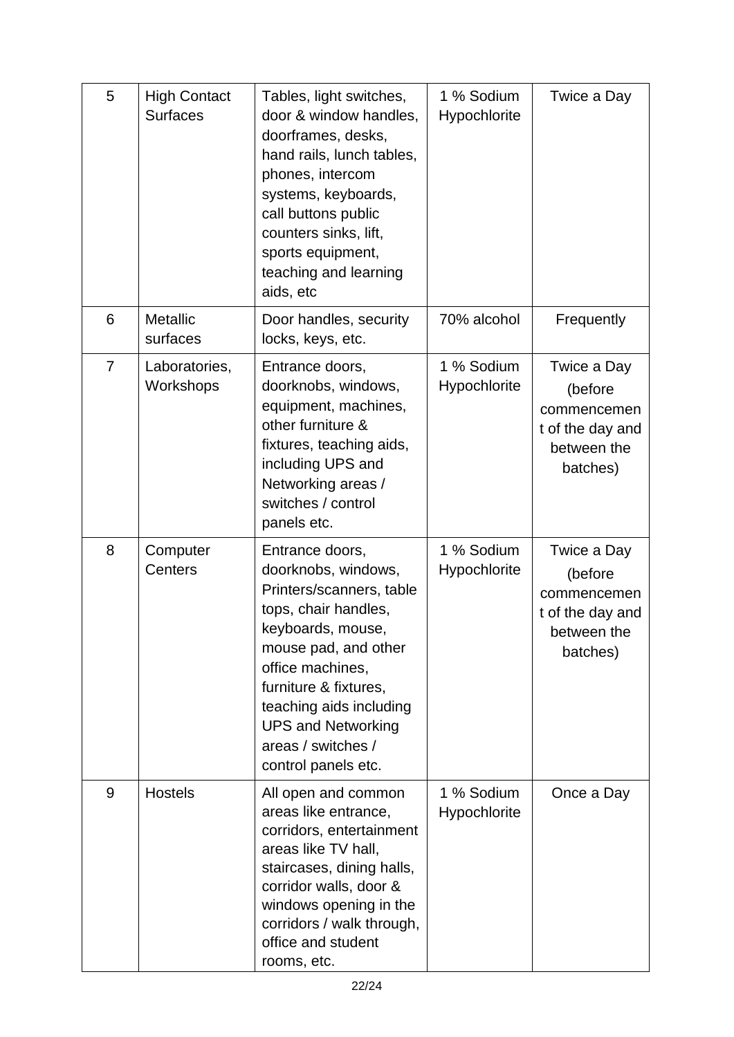| 5 | High Contact Surfaces | Tables, light switches, door & window handles, doorframes, desks, hand rails, lunch tables, phones, intercom systems, keyboards, call buttons public counters sinks, lift, sports equipment, teaching and learning aids, etc | 1 % Sodium Hypochlorite | Twice a Day |
|---|---|---|---|---|
| 6 | Metallic surfaces | Door handles, security locks, keys, etc. | 70% alcohol | Frequently |
| 7 | Laboratories, Workshops | Entrance doors, doorknobs, windows, equipment, machines, other furniture & fixtures, teaching aids, including UPS and Networking areas / switches / control panels etc. | 1 % Sodium Hypochlorite | Twice a Day (before commencement of the day and between the batches) |
| 8 | Computer Centers | Entrance doors, doorknobs, windows, Printers/scanners, table tops, chair handles, keyboards, mouse, mouse pad, and other office machines, furniture & fixtures, teaching aids including UPS and Networking areas / switches / control panels etc. | 1 % Sodium Hypochlorite | Twice a Day (before commencement of the day and between the batches) |
| 9 | Hostels | All open and common areas like entrance, corridors, entertainment areas like TV hall, staircases, dining halls, corridor walls, door & windows opening in the corridors / walk through, office and student rooms, etc. | 1 % Sodium Hypochlorite | Once a Day |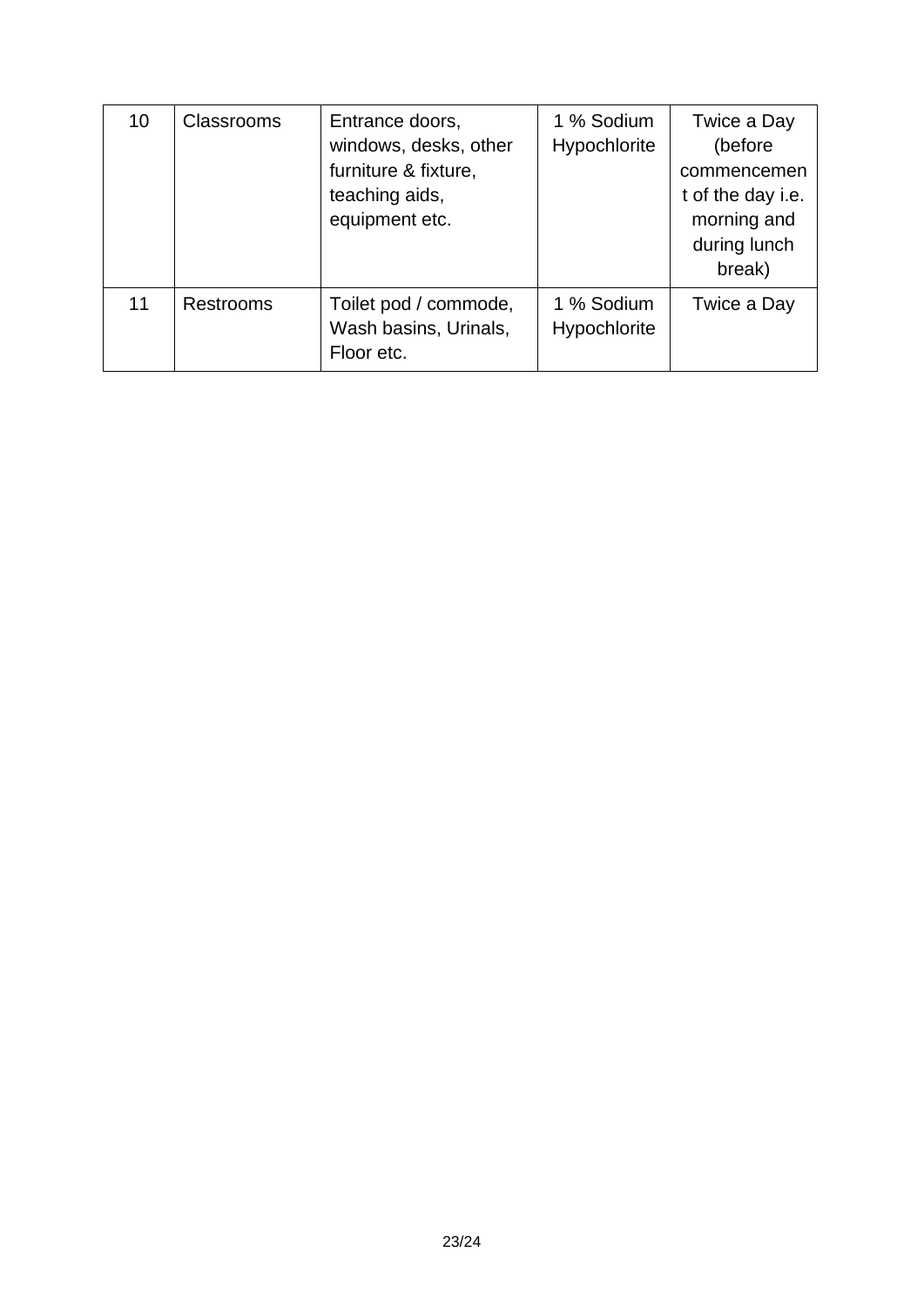| 10 | Classrooms | Entrance doors, windows, desks, other furniture & fixture, teaching aids, equipment etc. | 1 % Sodium Hypochlorite | Twice a Day (before commencement of the day i.e. morning and during lunch break) |
|---|---|---|---|---|
| 11 | Restrooms | Toilet pod / commode, Wash basins, Urinals, Floor etc. | 1 % Sodium Hypochlorite | Twice a Day |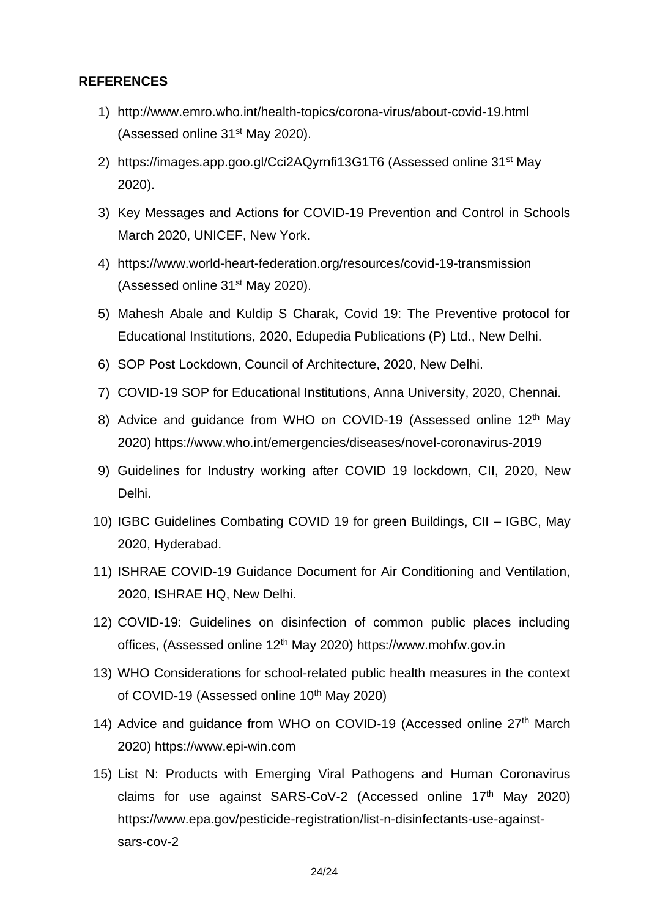**REFERENCES**

1) http://www.emro.who.int/health-topics/corona-virus/about-covid-19.html (Assessed online 31st May 2020).
2) https://images.app.goo.gl/Cci2AQyrnfi13G1T6 (Assessed online 31st May 2020).
3) Key Messages and Actions for COVID-19 Prevention and Control in Schools March 2020, UNICEF, New York.
4) https://www.world-heart-federation.org/resources/covid-19-transmission (Assessed online 31st May 2020).
5) Mahesh Abale and Kuldip S Charak, Covid 19: The Preventive protocol for Educational Institutions, 2020, Edupedia Publications (P) Ltd., New Delhi.
6) SOP Post Lockdown, Council of Architecture, 2020, New Delhi.
7) COVID-19 SOP for Educational Institutions, Anna University, 2020, Chennai.
8) Advice and guidance from WHO on COVID-19 (Assessed online 12th May 2020) https://www.who.int/emergencies/diseases/novel-coronavirus-2019
9) Guidelines for Industry working after COVID 19 lockdown, CII, 2020, New Delhi.
10) IGBC Guidelines Combating COVID 19 for green Buildings, CII – IGBC, May 2020, Hyderabad.
11) ISHRAE COVID-19 Guidance Document for Air Conditioning and Ventilation, 2020, ISHRAE HQ, New Delhi.
12) COVID-19: Guidelines on disinfection of common public places including offices, (Assessed online 12th May 2020) https://www.mohfw.gov.in
13) WHO Considerations for school-related public health measures in the context of COVID-19 (Assessed online 10th May 2020)
14) Advice and guidance from WHO on COVID-19 (Accessed online 27th March 2020) https://www.epi-win.com
15) List N: Products with Emerging Viral Pathogens and Human Coronavirus claims for use against SARS-CoV-2 (Accessed online 17th May 2020) https://www.epa.gov/pesticide-registration/list-n-disinfectants-use-against-sars-cov-2